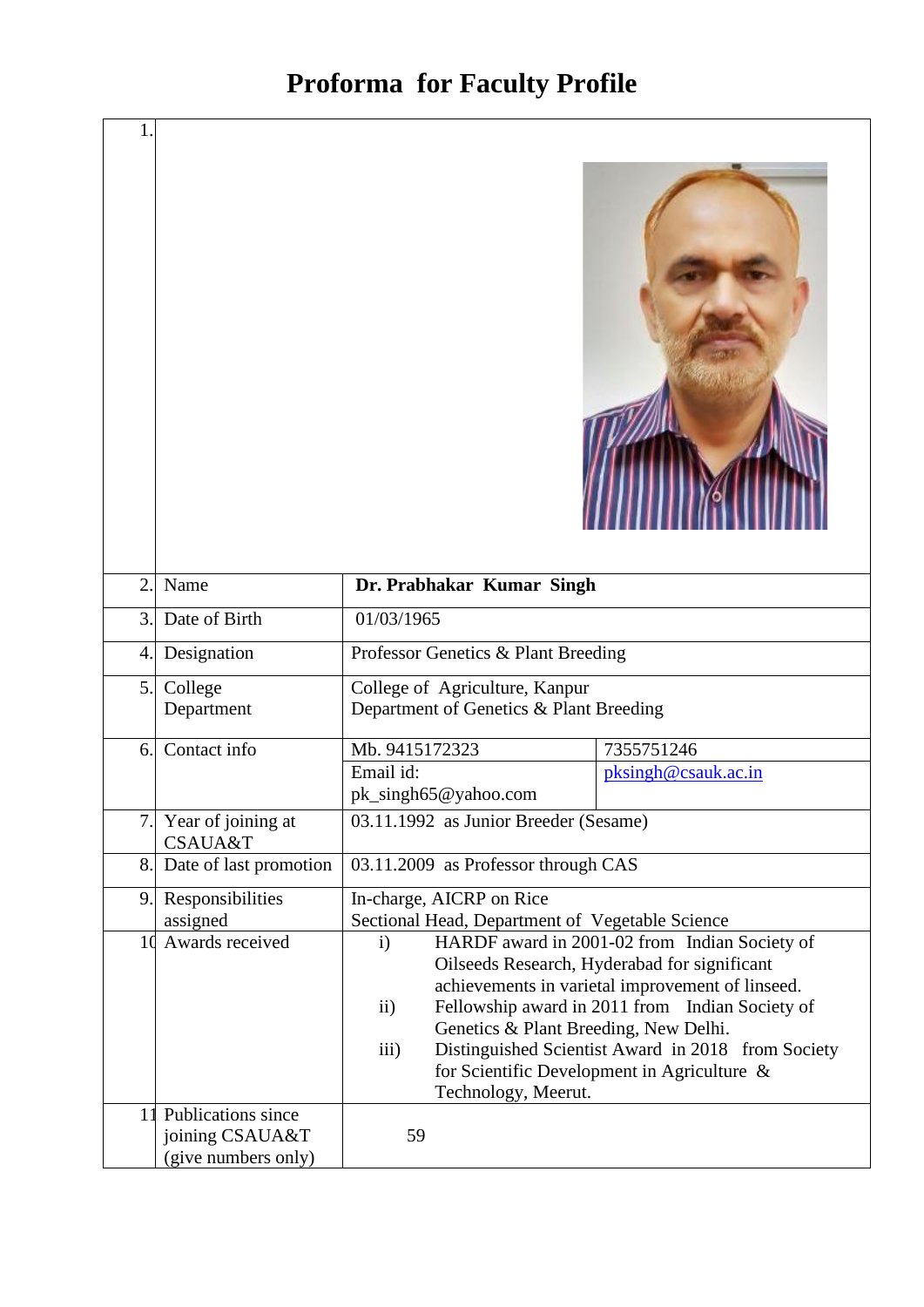# Proforma for Faculty Profile

| | | | |
|---|---|---|---|
| 1. | | | |
| 2. | Name | **Dr. Prabhakar Kumar Singh** | |
| 3. | Date of Birth | 01/03/1965 | |
| 4. | Designation | Professor Genetics & Plant Breeding | |
| 5. | College<br>Department | College of Agriculture, Kanpur<br>Department of Genetics & Plant Breeding | |
| 6. | Contact info | Mb. 9415172323 | 7355751246 |
| | | Email id:<br>pk_singh65@yahoo.com | pksingh@csauk.ac.in |
| 7. | Year of joining at CSAUA&T | 03.11.1992 as Junior Breeder (Sesame) | |
| 8. | Date of last promotion | 03.11.2009 as Professor through CAS | |
| 9. | Responsibilities assigned | In-charge, AICRP on Rice<br>Sectional Head, Department of Vegetable Science | |
| 10 | Awards received | i) HARDF award in 2001-02 from Indian Society of Oilseeds Research, Hyderabad for significant achievements in varietal improvement of linseed.<br>ii) Fellowship award in 2011 from Indian Society of Genetics & Plant Breeding, New Delhi.<br>iii) Distinguished Scientist Award in 2018 from Society for Scientific Development in Agriculture & Technology, Meerut. | |
| 11 | Publications since joining CSAUA&T (give numbers only) | 59 | |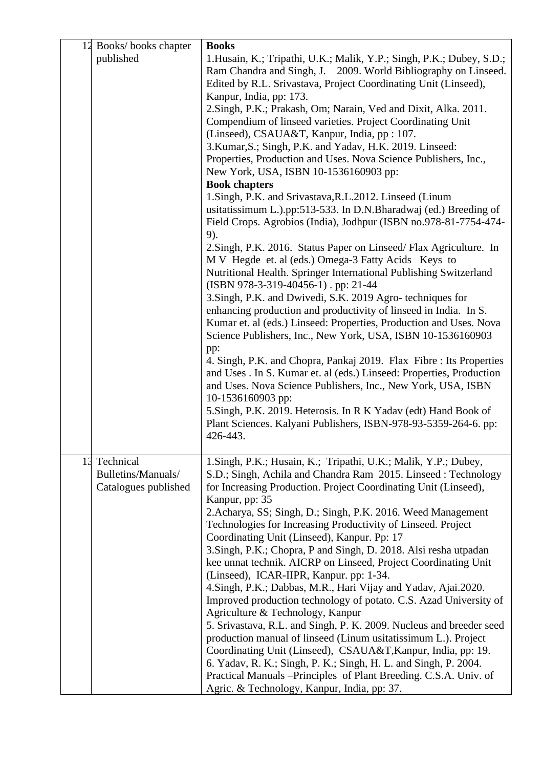| | | |
|---|---|---|
| 12 | Books/ books chapter published | **Books**<br>1.Husain, K.; Tripathi, U.K.; Malik, Y.P.; Singh, P.K.; Dubey, S.D.; Ram Chandra and Singh, J. 2009. World Bibliography on Linseed. Edited by R.L. Srivastava, Project Coordinating Unit (Linseed), Kanpur, India, pp: 173.<br>2.Singh, P.K.; Prakash, Om; Narain, Ved and Dixit, Alka. 2011. Compendium of linseed varieties. Project Coordinating Unit (Linseed), CSAUA&T, Kanpur, India, pp : 107.<br>3.Kumar,S.; Singh, P.K. and Yadav, H.K. 2019. Linseed: Properties, Production and Uses. Nova Science Publishers, Inc., New York, USA, ISBN 10-1536160903 pp:<br>**Book chapters**<br>1.Singh, P.K. and Srivastava,R.L.2012. Linseed (Linum usitatissimum L.).pp:513-533. In D.N.Bharadwaj (ed.) Breeding of Field Crops. Agrobios (India), Jodhpur (ISBN no.978-81-7754-474-9).<br>2.Singh, P.K. 2016. Status Paper on Linseed/ Flax Agriculture. In M V Hegde et. al (eds.) Omega-3 Fatty Acids Keys to Nutritional Health. Springer International Publishing Switzerland (ISBN 978-3-319-40456-1) . pp: 21-44<br>3.Singh, P.K. and Dwivedi, S.K. 2019 Agro- techniques for enhancing production and productivity of linseed in India. In S. Kumar et. al (eds.) Linseed: Properties, Production and Uses. Nova Science Publishers, Inc., New York, USA, ISBN 10-1536160903 pp:<br>4. Singh, P.K. and Chopra, Pankaj 2019. Flax Fibre : Its Properties and Uses . In S. Kumar et. al (eds.) Linseed: Properties, Production and Uses. Nova Science Publishers, Inc., New York, USA, ISBN 10-1536160903 pp:<br>5.Singh, P.K. 2019. Heterosis. In R K Yadav (edt) Hand Book of Plant Sciences. Kalyani Publishers, ISBN-978-93-5359-264-6. pp: 426-443. |
| 13 | Technical Bulletins/Manuals/ Catalogues published | 1.Singh, P.K.; Husain, K.; Tripathi, U.K.; Malik, Y.P.; Dubey, S.D.; Singh, Achila and Chandra Ram 2015. Linseed : Technology for Increasing Production. Project Coordinating Unit (Linseed), Kanpur, pp: 35<br>2.Acharya, SS; Singh, D.; Singh, P.K. 2016. Weed Management Technologies for Increasing Productivity of Linseed. Project Coordinating Unit (Linseed), Kanpur. Pp: 17<br>3.Singh, P.K.; Chopra, P and Singh, D. 2018. Alsi resha utpadan kee unnat technik. AICRP on Linseed, Project Coordinating Unit (Linseed), ICAR-IIPR, Kanpur. pp: 1-34.<br>4.Singh, P.K.; Dabbas, M.R., Hari Vijay and Yadav, Ajai.2020. Improved production technology of potato. C.S. Azad University of Agriculture & Technology, Kanpur<br>5. Srivastava, R.L. and Singh, P. K. 2009. Nucleus and breeder seed production manual of linseed (Linum usitatissimum L.). Project Coordinating Unit (Linseed), CSAUA&T,Kanpur, India, pp: 19.<br>6. Yadav, R. K.; Singh, P. K.; Singh, H. L. and Singh, P. 2004. Practical Manuals –Principles of Plant Breeding. C.S.A. Univ. of Agric. & Technology, Kanpur, India, pp: 37. |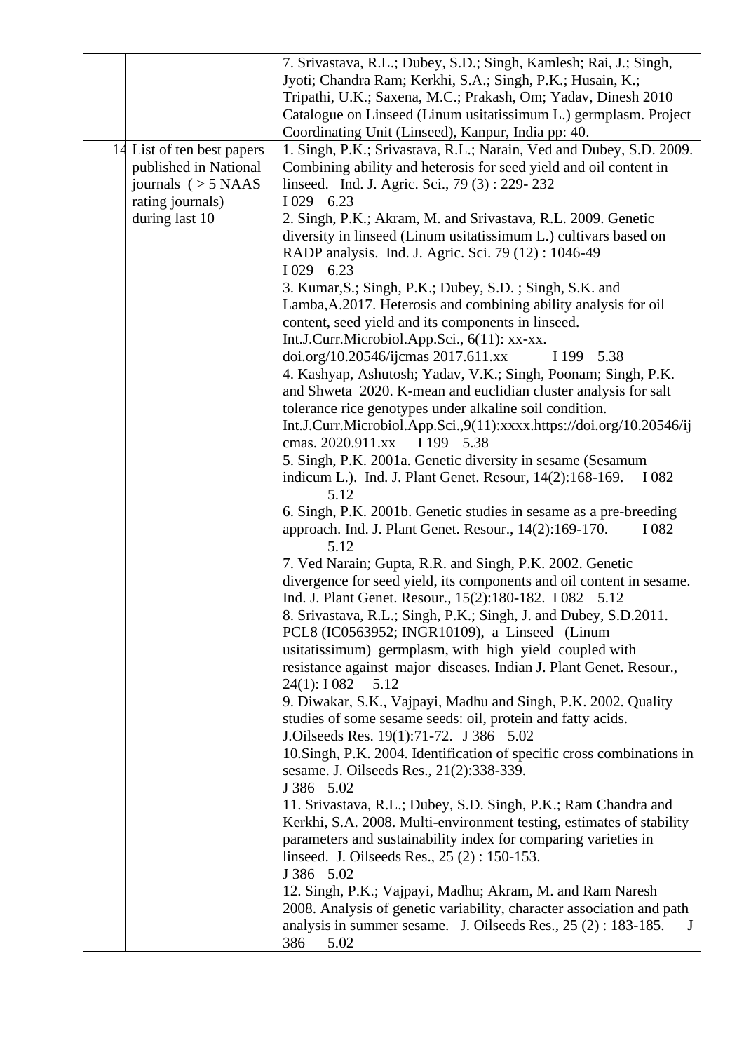| | | |
|---|---|---|
| | | 7. Srivastava, R.L.; Dubey, S.D.; Singh, Kamlesh; Rai, J.; Singh, Jyoti; Chandra Ram; Kerkhi, S.A.; Singh, P.K.; Husain, K.; Tripathi, U.K.; Saxena, M.C.; Prakash, Om; Yadav, Dinesh 2010 Catalogue on Linseed (Linum usitatissimum L.) germplasm. Project Coordinating Unit (Linseed), Kanpur, India pp: 40. |
| 14 | List of ten best papers published in National journals ( > 5 NAAS rating journals) during last 10 | 1. Singh, P.K.; Srivastava, R.L.; Narain, Ved and Dubey, S.D. 2009. Combining ability and heterosis for seed yield and oil content in linseed. Ind. J. Agric. Sci., 79 (3) : 229- 232 I 029 6.23<br>2. Singh, P.K.; Akram, M. and Srivastava, R.L. 2009. Genetic diversity in linseed (Linum usitatissimum L.) cultivars based on RADP analysis. Ind. J. Agric. Sci. 79 (12) : 1046-49 I 029 6.23<br>3. Kumar,S.; Singh, P.K.; Dubey, S.D. ; Singh, S.K. and Lamba,A.2017. Heterosis and combining ability analysis for oil content, seed yield and its components in linseed. Int.J.Curr.Microbiol.App.Sci., 6(11): xx-xx. doi.org/10.20546/ijcmas 2017.611.xx I 199 5.38<br>4. Kashyap, Ashutosh; Yadav, V.K.; Singh, Poonam; Singh, P.K. and Shweta 2020. K-mean and euclidian cluster analysis for salt tolerance rice genotypes under alkaline soil condition. Int.J.Curr.Microbiol.App.Sci.,9(11):xxxx.https://doi.org/10.20546/ijcmas. 2020.911.xx I 199 5.38<br>5. Singh, P.K. 2001a. Genetic diversity in sesame (Sesamum indicum L.). Ind. J. Plant Genet. Resour, 14(2):168-169. I 082 5.12<br>6. Singh, P.K. 2001b. Genetic studies in sesame as a pre-breeding approach. Ind. J. Plant Genet. Resour., 14(2):169-170. I 082 5.12<br>7. Ved Narain; Gupta, R.R. and Singh, P.K. 2002. Genetic divergence for seed yield, its components and oil content in sesame. Ind. J. Plant Genet. Resour., 15(2):180-182. I 082 5.12<br>8. Srivastava, R.L.; Singh, P.K.; Singh, J. and Dubey, S.D.2011. PCL8 (IC0563952; INGR10109), a Linseed (Linum usitatissimum) germplasm, with high yield coupled with resistance against major diseases. Indian J. Plant Genet. Resour., 24(1): I 082 5.12<br>9. Diwakar, S.K., Vajpayi, Madhu and Singh, P.K. 2002. Quality studies of some sesame seeds: oil, protein and fatty acids. J.Oilseeds Res. 19(1):71-72. J 386 5.02<br>10.Singh, P.K. 2004. Identification of specific cross combinations in sesame. J. Oilseeds Res., 21(2):338-339. J 386 5.02<br>11. Srivastava, R.L.; Dubey, S.D. Singh, P.K.; Ram Chandra and Kerkhi, S.A. 2008. Multi-environment testing, estimates of stability parameters and sustainability index for comparing varieties in linseed. J. Oilseeds Res., 25 (2) : 150-153. J 386 5.02<br>12. Singh, P.K.; Vajpayi, Madhu; Akram, M. and Ram Naresh 2008. Analysis of genetic variability, character association and path analysis in summer sesame. J. Oilseeds Res., 25 (2) : 183-185. J 386 5.02 |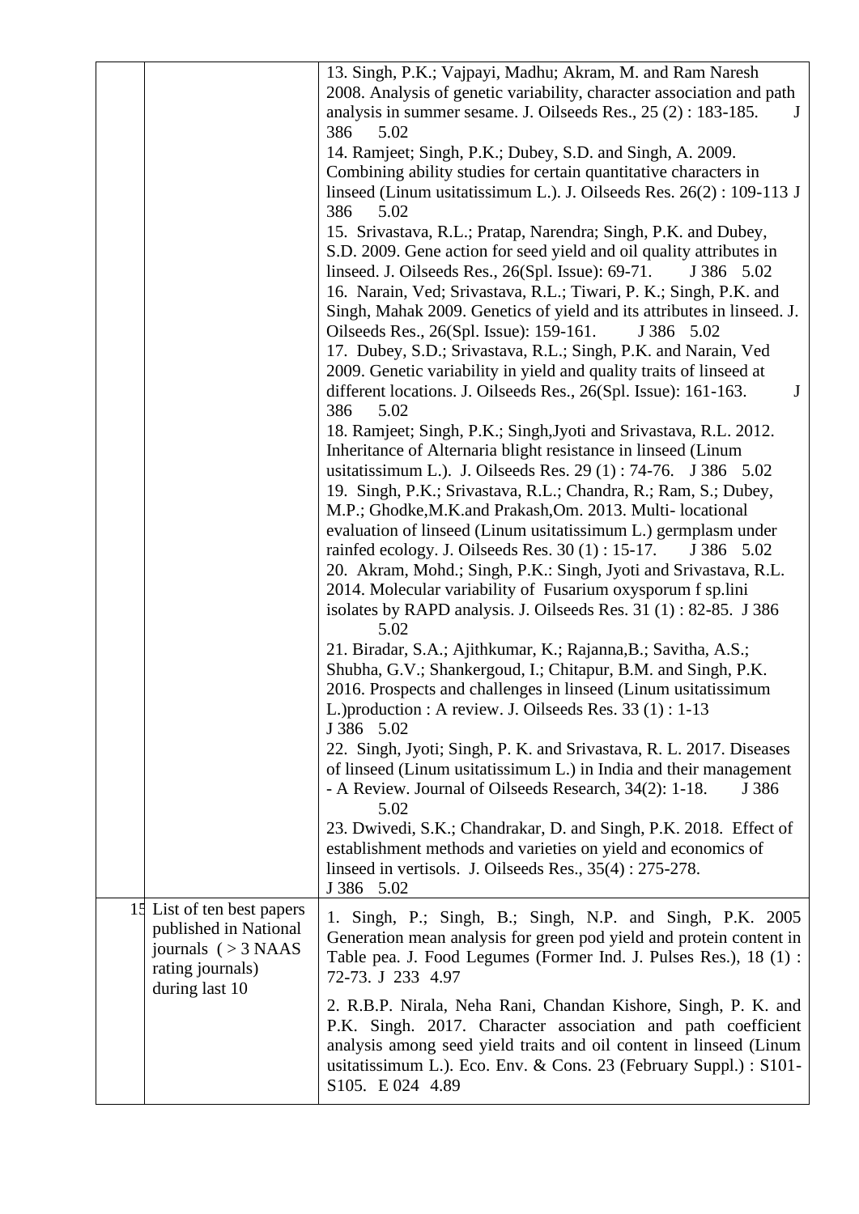|  |  |  |
|---|---|---|
|  |  | 13. Singh, P.K.; Vajpayi, Madhu; Akram, M. and Ram Naresh 2008. Analysis of genetic variability, character association and path analysis in summer sesame. J. Oilseeds Res., 25 (2) : 183-185. J 386 5.02<br>14. Ramjeet; Singh, P.K.; Dubey, S.D. and Singh, A. 2009. Combining ability studies for certain quantitative characters in linseed (Linum usitatissimum L.). J. Oilseeds Res. 26(2) : 109-113 J 386 5.02<br>15. Srivastava, R.L.; Pratap, Narendra; Singh, P.K. and Dubey, S.D. 2009. Gene action for seed yield and oil quality attributes in linseed. J. Oilseeds Res., 26(Spl. Issue): 69-71. J 386 5.02<br>16. Narain, Ved; Srivastava, R.L.; Tiwari, P. K.; Singh, P.K. and Singh, Mahak 2009. Genetics of yield and its attributes in linseed. J. Oilseeds Res., 26(Spl. Issue): 159-161. J 386 5.02<br>17. Dubey, S.D.; Srivastava, R.L.; Singh, P.K. and Narain, Ved 2009. Genetic variability in yield and quality traits of linseed at different locations. J. Oilseeds Res., 26(Spl. Issue): 161-163. J 386 5.02<br>18. Ramjeet; Singh, P.K.; Singh,Jyoti and Srivastava, R.L. 2012. Inheritance of Alternaria blight resistance in linseed (Linum usitatissimum L.). J. Oilseeds Res. 29 (1) : 74-76. J 386 5.02<br>19. Singh, P.K.; Srivastava, R.L.; Chandra, R.; Ram, S.; Dubey, M.P.; Ghodke,M.K.and Prakash,Om. 2013. Multi- locational evaluation of linseed (Linum usitatissimum L.) germplasm under rainfed ecology. J. Oilseeds Res. 30 (1) : 15-17. J 386 5.02<br>20. Akram, Mohd.; Singh, P.K.: Singh, Jyoti and Srivastava, R.L. 2014. Molecular variability of Fusarium oxysporum f sp.lini isolates by RAPD analysis. J. Oilseeds Res. 31 (1) : 82-85. J 386 5.02<br>21. Biradar, S.A.; Ajithkumar, K.; Rajanna,B.; Savitha, A.S.; Shubha, G.V.; Shankergoud, I.; Chitapur, B.M. and Singh, P.K. 2016. Prospects and challenges in linseed (Linum usitatissimum L.)production : A review. J. Oilseeds Res. 33 (1) : 1-13 J 386 5.02<br>22. Singh, Jyoti; Singh, P. K. and Srivastava, R. L. 2017. Diseases of linseed (Linum usitatissimum L.) in India and their management - A Review. Journal of Oilseeds Research, 34(2): 1-18. J 386 5.02<br>23. Dwivedi, S.K.; Chandrakar, D. and Singh, P.K. 2018. Effect of establishment methods and varieties on yield and economics of linseed in vertisols. J. Oilseeds Res., 35(4) : 275-278. J 386 5.02 |
| 15 | List of ten best papers published in National journals ( > 3 NAAS rating journals) during last 10 | 1. Singh, P.; Singh, B.; Singh, N.P. and Singh, P.K. 2005 Generation mean analysis for green pod yield and protein content in Table pea. J. Food Legumes (Former Ind. J. Pulses Res.), 18 (1) : 72-73. J 233 4.97<br>2. R.B.P. Nirala, Neha Rani, Chandan Kishore, Singh, P. K. and P.K. Singh. 2017. Character association and path coefficient analysis among seed yield traits and oil content in linseed (Linum usitatissimum L.). Eco. Env. & Cons. 23 (February Suppl.) : S101-S105. E 024 4.89 |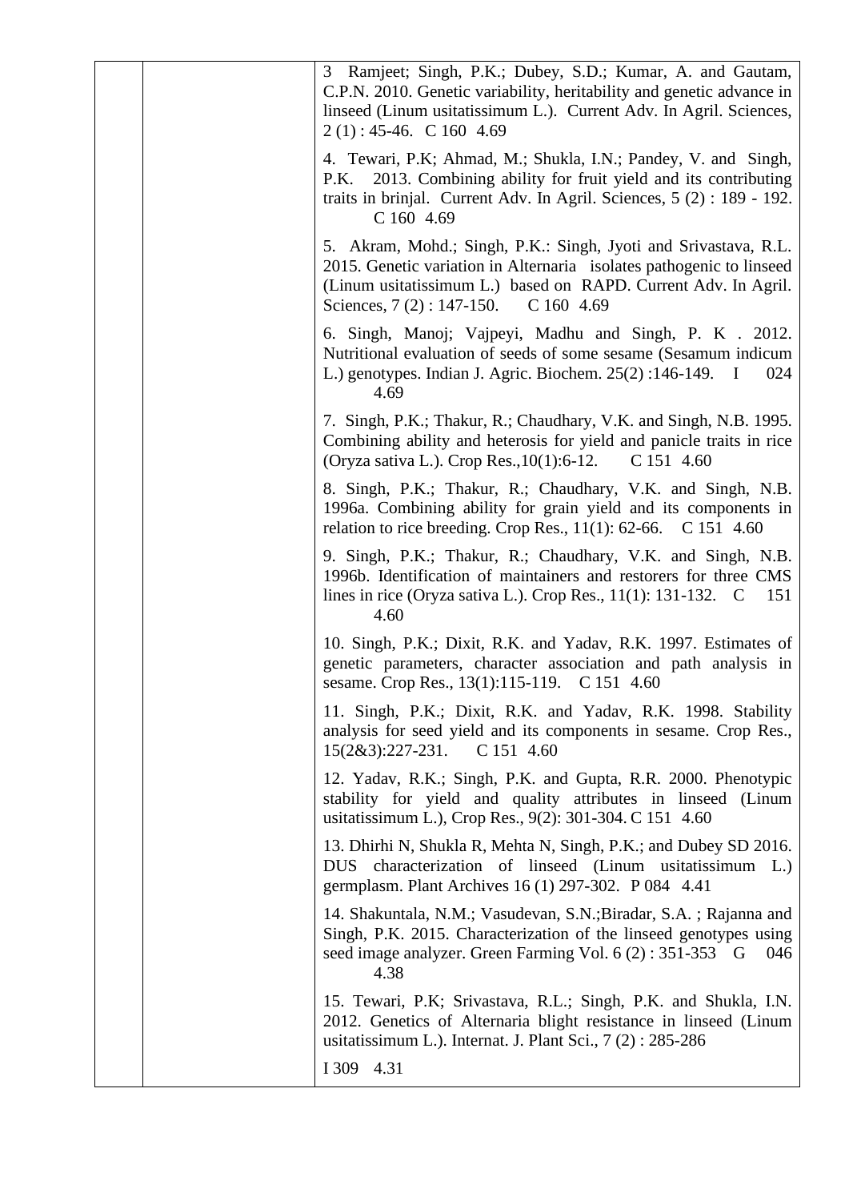|  |  | 3 Ramjeet; Singh, P.K.; Dubey, S.D.; Kumar, A. and Gautam, C.P.N. 2010. Genetic variability, heritability and genetic advance in linseed (Linum usitatissimum L.). Current Adv. In Agril. Sciences, 2 (1) : 45-46. C 160 4.69<br><br>4. Tewari, P.K; Ahmad, M.; Shukla, I.N.; Pandey, V. and Singh, P.K. 2013. Combining ability for fruit yield and its contributing traits in brinjal. Current Adv. In Agril. Sciences, 5 (2) : 189 - 192. C 160 4.69<br><br>5. Akram, Mohd.; Singh, P.K.: Singh, Jyoti and Srivastava, R.L. 2015. Genetic variation in Alternaria isolates pathogenic to linseed (Linum usitatissimum L.) based on RAPD. Current Adv. In Agril. Sciences, 7 (2) : 147-150. C 160 4.69<br><br>6. Singh, Manoj; Vajpeyi, Madhu and Singh, P. K . 2012. Nutritional evaluation of seeds of some sesame (Sesamum indicum L.) genotypes. Indian J. Agric. Biochem. 25(2) :146-149. I 024 4.69<br><br>7. Singh, P.K.; Thakur, R.; Chaudhary, V.K. and Singh, N.B. 1995. Combining ability and heterosis for yield and panicle traits in rice (Oryza sativa L.). Crop Res.,10(1):6-12. C 151 4.60<br><br>8. Singh, P.K.; Thakur, R.; Chaudhary, V.K. and Singh, N.B. 1996a. Combining ability for grain yield and its components in relation to rice breeding. Crop Res., 11(1): 62-66. C 151 4.60<br><br>9. Singh, P.K.; Thakur, R.; Chaudhary, V.K. and Singh, N.B. 1996b. Identification of maintainers and restorers for three CMS lines in rice (Oryza sativa L.). Crop Res., 11(1): 131-132. C 151 4.60<br><br>10. Singh, P.K.; Dixit, R.K. and Yadav, R.K. 1997. Estimates of genetic parameters, character association and path analysis in sesame. Crop Res., 13(1):115-119. C 151 4.60<br><br>11. Singh, P.K.; Dixit, R.K. and Yadav, R.K. 1998. Stability analysis for seed yield and its components in sesame. Crop Res., 15(2&3):227-231. C 151 4.60<br><br>12. Yadav, R.K.; Singh, P.K. and Gupta, R.R. 2000. Phenotypic stability for yield and quality attributes in linseed (Linum usitatissimum L.), Crop Res., 9(2): 301-304. C 151 4.60<br><br>13. Dhirhi N, Shukla R, Mehta N, Singh, P.K.; and Dubey SD 2016. DUS characterization of linseed (Linum usitatissimum L.) germplasm. Plant Archives 16 (1) 297-302. P 084 4.41<br><br>14. Shakuntala, N.M.; Vasudevan, S.N.;Biradar, S.A. ; Rajanna and Singh, P.K. 2015. Characterization of the linseed genotypes using seed image analyzer. Green Farming Vol. 6 (2) : 351-353 G 046 4.38<br><br>15. Tewari, P.K; Srivastava, R.L.; Singh, P.K. and Shukla, I.N. 2012. Genetics of Alternaria blight resistance in linseed (Linum usitatissimum L.). Internat. J. Plant Sci., 7 (2) : 285-286<br><br>I 309 4.31 |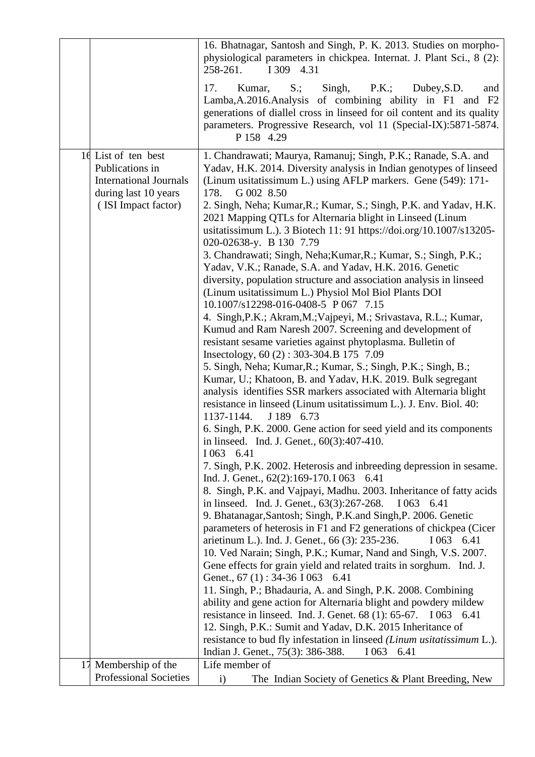|  |  |  |
|---|---|---|
|  |  | 16. Bhatnagar, Santosh and Singh, P. K. 2013. Studies on morpho-physiological parameters in chickpea. Internat. J. Plant Sci., 8 (2): 258-261. I 309 4.31<br><br>17. Kumar, S.; Singh, P.K.; Dubey,S.D. and Lamba,A.2016.Analysis of combining ability in F1 and F2 generations of diallel cross in linseed for oil content and its quality parameters. Progressive Research, vol 11 (Special-IX):5871-5874. P 158 4.29 |
| 16 | List of ten best Publications in International Journals during last 10 years (ISI Impact factor) | 1. Chandrawati; Maurya, Ramanuj; Singh, P.K.; Ranade, S.A. and Yadav, H.K. 2014. Diversity analysis in Indian genotypes of linseed (Linum usitatissimum L.) using AFLP markers. Gene (549): 171-178. G 002 8.50<br>2. Singh, Neha; Kumar,R.; Kumar, S.; Singh, P.K. and Yadav, H.K. 2021 Mapping QTLs for Alternaria blight in Linseed (Linum usitatissimum L.). 3 Biotech 11: 91 https://doi.org/10.1007/s13205-020-02638-y. B 130 7.79<br>3. Chandrawati; Singh, Neha;Kumar,R.; Kumar, S.; Singh, P.K.; Yadav, V.K.; Ranade, S.A. and Yadav, H.K. 2016. Genetic diversity, population structure and association analysis in linseed (Linum usitatissimum L.) Physiol Mol Biol Plants DOI 10.1007/s12298-016-0408-5 P 067 7.15<br>4. Singh,P.K.; Akram,M.;Vajpeyi, M.; Srivastava, R.L.; Kumar, Kumud and Ram Naresh 2007. Screening and development of resistant sesame varieties against phytoplasma. Bulletin of Insectology, 60 (2) : 303-304.B 175 7.09<br>5. Singh, Neha; Kumar,R.; Kumar, S.; Singh, P.K.; Singh, B.; Kumar, U.; Khatoon, B. and Yadav, H.K. 2019. Bulk segregant analysis identifies SSR markers associated with Alternaria blight resistance in linseed (Linum usitatissimum L.). J. Env. Biol. 40: 1137-1144. J 189 6.73<br>6. Singh, P.K. 2000. Gene action for seed yield and its components in linseed. Ind. J. Genet., 60(3):407-410. I 063 6.41<br>7. Singh, P.K. 2002. Heterosis and inbreeding depression in sesame. Ind. J. Genet., 62(2):169-170.I 063 6.41<br>8. Singh, P.K. and Vajpayi, Madhu. 2003. Inheritance of fatty acids in linseed. Ind. J. Genet., 63(3):267-268. I 063 6.41<br>9. Bhatanagar,Santosh; Singh, P.K.and Singh,P. 2006. Genetic parameters of heterosis in F1 and F2 generations of chickpea (Cicer arietinum L.). Ind. J. Genet., 66 (3): 235-236. I 063 6.41<br>10. Ved Narain; Singh, P.K.; Kumar, Nand and Singh, V.S. 2007. Gene effects for grain yield and related traits in sorghum. Ind. J. Genet., 67 (1) : 34-36 I 063 6.41<br>11. Singh, P.; Bhadauria, A. and Singh, P.K. 2008. Combining ability and gene action for Alternaria blight and powdery mildew resistance in linseed. Ind. J. Genet. 68 (1): 65-67. I 063 6.41<br>12. Singh, P.K.: Sumit and Yadav, D.K. 2015 Inheritance of resistance to bud fly infestation in linseed *(Linum usitatissimum* L.). Indian J. Genet., 75(3): 386-388. I 063 6.41 |
| 17 | Membership of the Professional Societies | Life member of<br>i) The Indian Society of Genetics & Plant Breeding, New |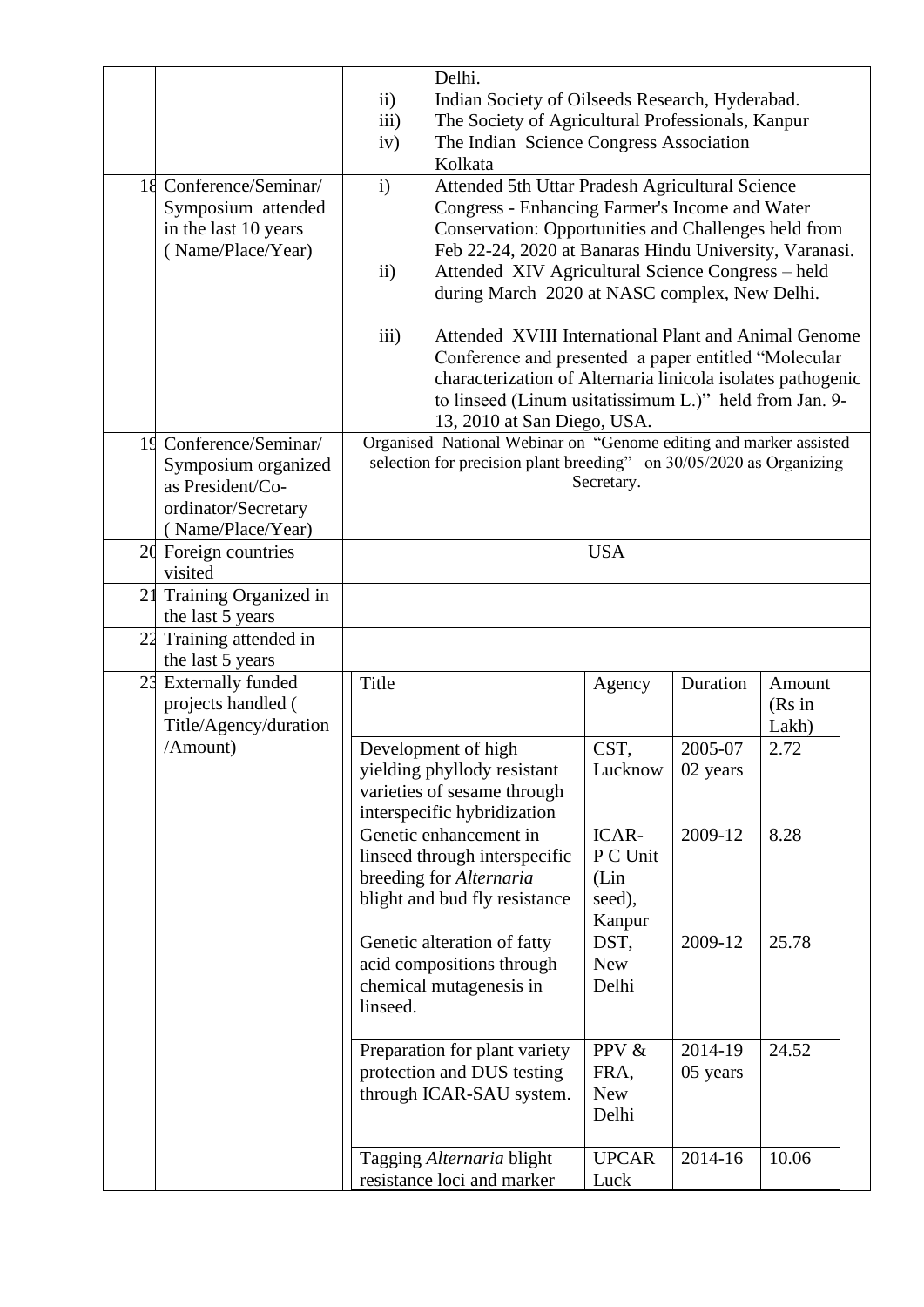| | | |
|---|---|---|
| | | Delhi.<br>ii) Indian Society of Oilseeds Research, Hyderabad.<br>iii) The Society of Agricultural Professionals, Kanpur<br>iv) The Indian Science Congress Association Kolkata |
| 18 | Conference/Seminar/ Symposium attended in the last 10 years ( Name/Place/Year) | i) Attended 5th Uttar Pradesh Agricultural Science Congress - Enhancing Farmer's Income and Water Conservation: Opportunities and Challenges held from Feb 22-24, 2020 at Banaras Hindu University, Varanasi.<br>ii) Attended XIV Agricultural Science Congress – held during March 2020 at NASC complex, New Delhi.<br>iii) Attended XVIII International Plant and Animal Genome Conference and presented a paper entitled "Molecular characterization of Alternaria linicola isolates pathogenic to linseed (Linum usitatissimum L.)" held from Jan. 9-13, 2010 at San Diego, USA. |
| 19 | Conference/Seminar/ Symposium organized as President/Co-ordinator/Secretary ( Name/Place/Year) | Organised National Webinar on "Genome editing and marker assisted selection for precision plant breeding" on 30/05/2020 as Organizing Secretary. |
| 20 | Foreign countries visited | USA |
| 21 | Training Organized in the last 5 years | |
| 22 | Training attended in the last 5 years | |
| 23 | Externally funded projects handled ( Title/Agency/duration /Amount) | See table below |

| Title | Agency | Duration | Amount (Rs in Lakh) |
|---|---|---|---|
| Development of high yielding phyllody resistant varieties of sesame through interspecific hybridization | CST, Lucknow | 2005-07 02 years | 2.72 |
| Genetic enhancement in linseed through interspecific breeding for *Alternaria* blight and bud fly resistance | ICAR-P C Unit (Lin seed), Kanpur | 2009-12 | 8.28 |
| Genetic alteration of fatty acid compositions through chemical mutagenesis in linseed. | DST, New Delhi | 2009-12 | 25.78 |
| Preparation for plant variety protection and DUS testing through ICAR-SAU system. | PPV & FRA, New Delhi | 2014-19 05 years | 24.52 |
| Tagging *Alternaria* blight resistance loci and marker | UPCAR Luck | 2014-16 | 10.06 |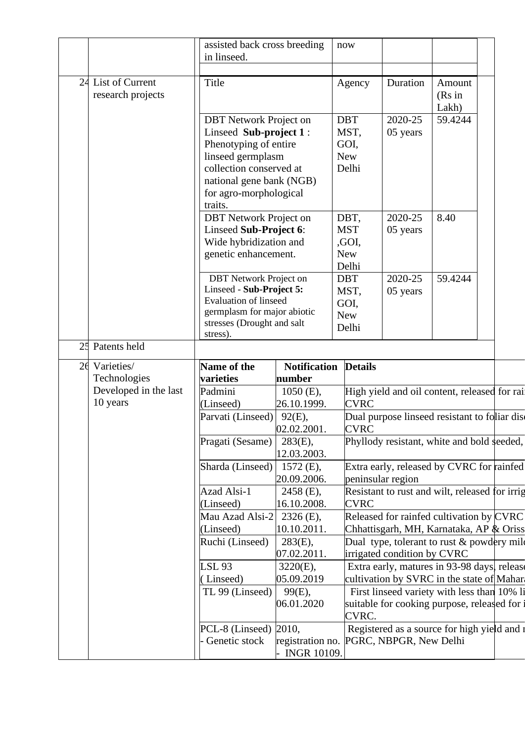| | | | | | |
|---|---|---|---|---|---|
| | | assisted back cross breeding in linseed. | now | | |
| 24 | List of Current research projects | Title | Agency | Duration | Amount (Rs in Lakh) |
| | | DBT Network Project on Linseed **Sub-project 1** : Phenotyping of entire linseed germplasm collection conserved at national gene bank (NGB) for agro-morphological traits. | DBT MST, GOI, New Delhi | 2020-25 05 years | 59.4244 |
| | | DBT Network Project on Linseed **Sub-Project 6**: Wide hybridization and genetic enhancement. | DBT, MST ,GOI, New Delhi | 2020-25 05 years | 8.40 |
| | | DBT Network Project on Linseed - **Sub-Project 5:** Evaluation of linseed germplasm for major abiotic stresses (Drought and salt stress). | DBT MST, GOI, New Delhi | 2020-25 05 years | 59.4244 |
| 25 | Patents held | | | | |

| | | | | |
|---|---|---|---|---|
| 26 | Varieties/ Technologies Developed in the last 10 years | **Name of the varieties** | **Notification number** | **Details** |
| | | Padmini (Linseed) | 1050 (E), 26.10.1999. | High yield and oil content, released for rai CVRC |
| | | Parvati (Linseed) | 92(E), 02.02.2001. | Dual purpose linseed resistant to foliar dis CVRC |
| | | Pragati (Sesame) | 283(E), 12.03.2003. | Phyllody resistant, white and bold seeded, |
| | | Sharda (Linseed) | 1572 (E), 20.09.2006. | Extra early, released by CVRC for rainfed peninsular region |
| | | Azad Alsi-1 (Linseed) | 2458 (E), 16.10.2008. | Resistant to rust and wilt, released for irrig CVRC |
| | | Mau Azad Alsi-2 (Linseed) | 2326 (E), 10.10.2011. | Released for rainfed cultivation by CVRC Chhattisgarh, MH, Karnataka, AP & Oriss |
| | | Ruchi (Linseed) | 283(E), 07.02.2011. | Dual type, tolerant to rust & powdery mil irrigated condition by CVRC |
| | | LSL 93 ( Linseed) | 3220(E), 05.09.2019 | Extra early, matures in 93-98 days, releas cultivation by SVRC in the state of Mahar |
| | | TL 99 (Linseed) | 99(E), 06.01.2020 | First linseed variety with less than 10% li suitable for cooking purpose, released for i CVRC. |
| | | PCL-8 (Linseed) - Genetic stock | 2010, registration no. - INGR 10109. | Registered as a source for high yield and PGRC, NBPGR, New Delhi |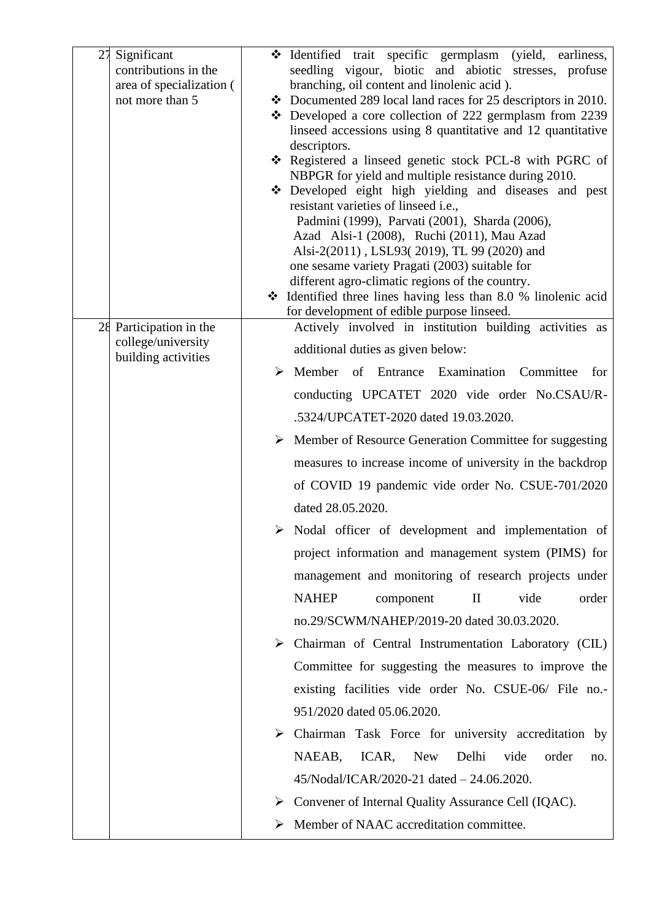| 27 | Significant contributions in the area of specialization ( not more than 5 | ❖ Identified trait specific germplasm (yield, earliness, seedling vigour, biotic and abiotic stresses, profuse branching, oil content and linolenic acid ).<br>❖ Documented 289 local land races for 25 descriptors in 2010.<br>❖ Developed a core collection of 222 germplasm from 2239 linseed accessions using 8 quantitative and 12 quantitative descriptors.<br>❖ Registered a linseed genetic stock PCL-8 with PGRC of NBPGR for yield and multiple resistance during 2010.<br>❖ Developed eight high yielding and diseases and pest resistant varieties of linseed i.e., Padmini (1999), Parvati (2001), Sharda (2006), Azad Alsi-1 (2008), Ruchi (2011), Mau Azad Alsi-2(2011) , LSL93( 2019), TL 99 (2020) and one sesame variety Pragati (2003) suitable for different agro-climatic regions of the country.<br>❖ Identified three lines having less than 8.0 % linolenic acid for development of edible purpose linseed. |
|---|---|---|
| 28 | Participation in the college/university building activities | Actively involved in institution building activities as additional duties as given below:<br>➢ Member of Entrance Examination Committee for conducting UPCATET 2020 vide order No.CSAU/R-.5324/UPCATET-2020 dated 19.03.2020.<br>➢ Member of Resource Generation Committee for suggesting measures to increase income of university in the backdrop of COVID 19 pandemic vide order No. CSUE-701/2020 dated 28.05.2020.<br>➢ Nodal officer of development and implementation of project information and management system (PIMS) for management and monitoring of research projects under NAHEP component II vide order no.29/SCWM/NAHEP/2019-20 dated 30.03.2020.<br>➢ Chairman of Central Instrumentation Laboratory (CIL) Committee for suggesting the measures to improve the existing facilities vide order No. CSUE-06/ File no.-951/2020 dated 05.06.2020.<br>➢ Chairman Task Force for university accreditation by NAEAB, ICAR, New Delhi vide order no. 45/Nodal/ICAR/2020-21 dated – 24.06.2020.<br>➢ Convener of Internal Quality Assurance Cell (IQAC).<br>➢ Member of NAAC accreditation committee. |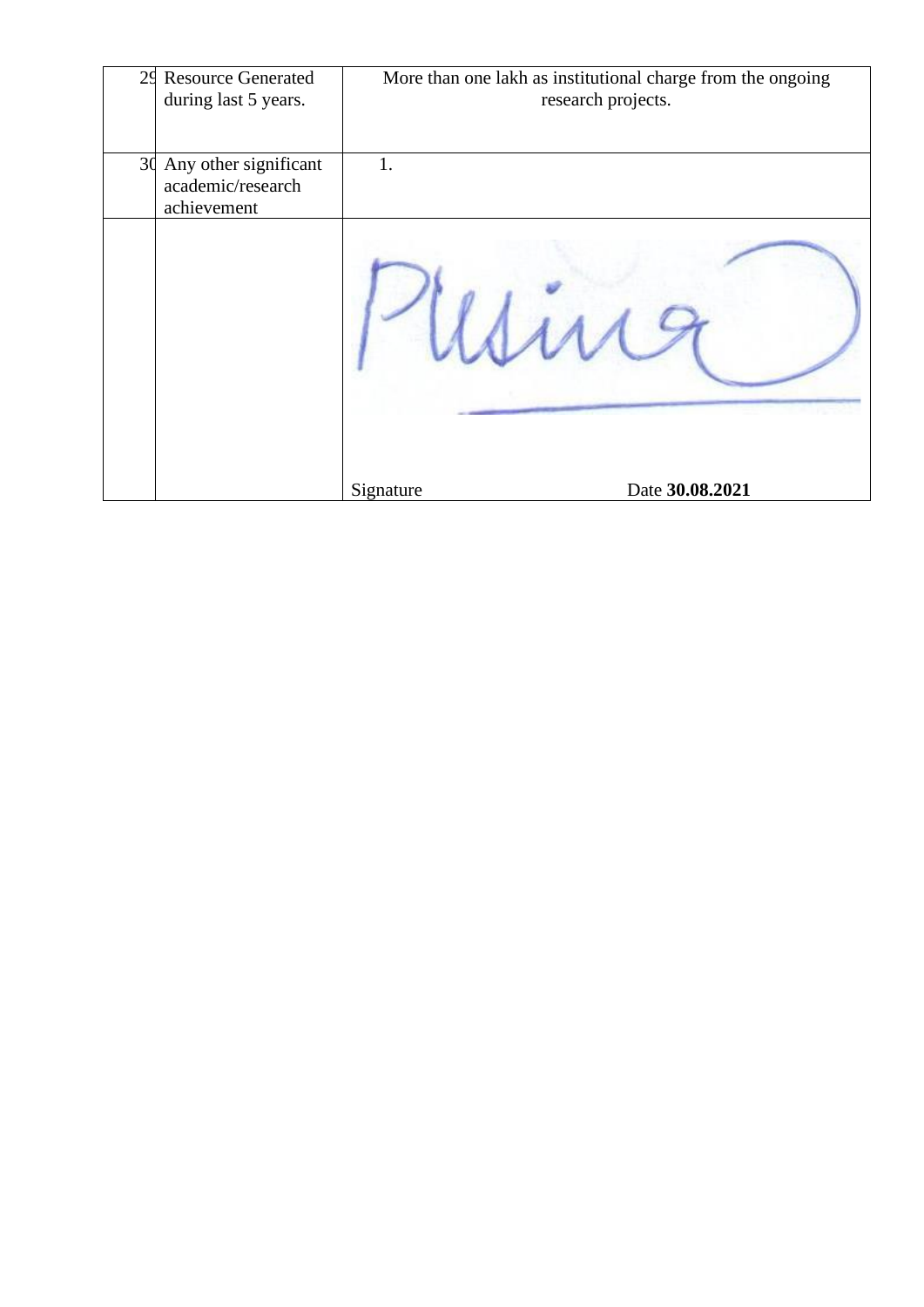| | | |
|---|---|---|
| 29 | Resource Generated during last 5 years. | More than one lakh as institutional charge from the ongoing research projects. |
| 30 | Any other significant academic/research achievement | 1. |
| | | Signature Date **30.08.2021** |